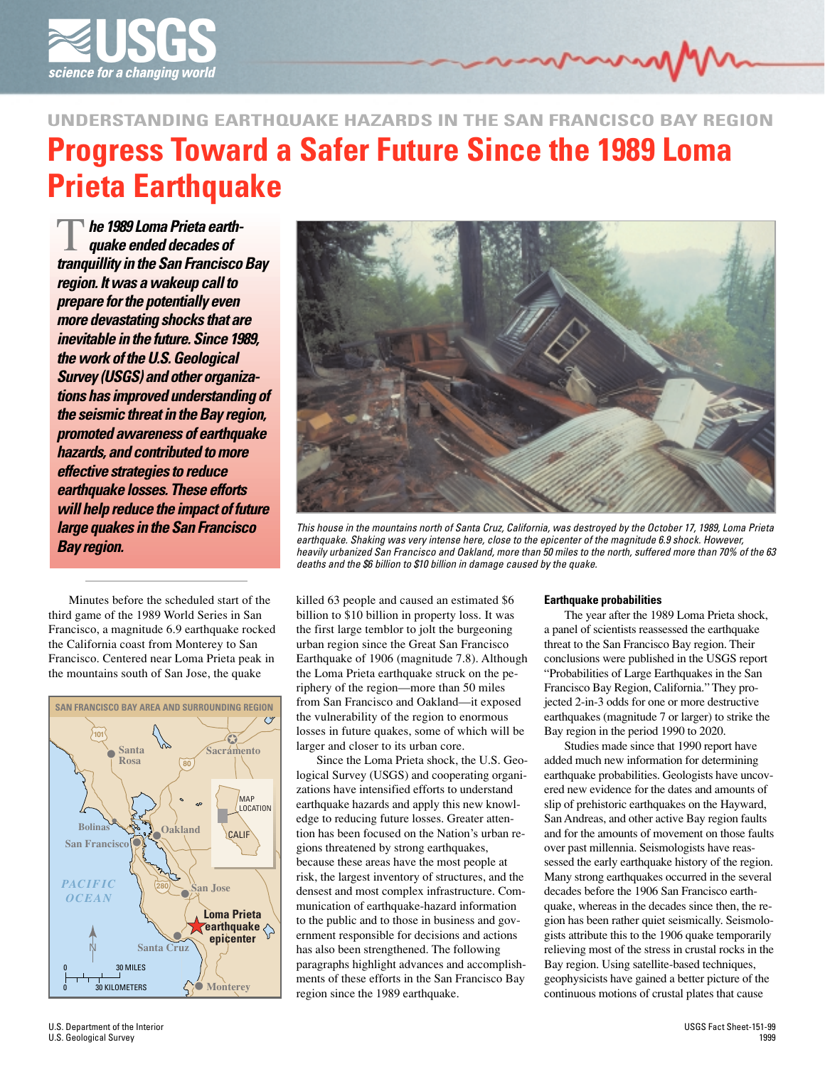UNDERSTANDING EARTHQUAKE HAZARDS IN THE SAN FRANCISCO BAY REGION

# Progress Toward a Safer Future Since the 1989 Loma Prieta Earthquake

***The 1989 Loma Prieta earthquake ended decades of tranquillity in the San Francisco Bay region. It was a wakeup call to prepare for the potentially even more devastating shocks that are inevitable in the future. Since 1989, the work of the U.S. Geological Survey (USGS) and other organizations has improved understanding of the seismic threat in the Bay region, promoted awareness of earthquake hazards, and contributed to more effective strategies to reduce earthquake losses. These efforts will help reduce the impact of future large quakes in the San Francisco Bay region.***

*This house in the mountains north of Santa Cruz, California, was destroyed by the October 17, 1989, Loma Prieta earthquake. Shaking was very intense here, close to the epicenter of the magnitude 6.9 shock. However, heavily urbanized San Francisco and Oakland, more than 50 miles to the north, suffered more than 70% of the 63 deaths and the $6 billion to $10 billion in damage caused by the quake.*

Minutes before the scheduled start of the third game of the 1989 World Series in San Francisco, a magnitude 6.9 earthquake rocked the California coast from Monterey to San Francisco. Centered near Loma Prieta peak in the mountains south of San Jose, the quake killed 63 people and caused an estimated $6 billion to $10 billion in property loss. It was the first large temblor to jolt the burgeoning urban region since the Great San Francisco Earthquake of 1906 (magnitude 7.8). Although the Loma Prieta earthquake struck on the periphery of the region—more than 50 miles from San Francisco and Oakland—it exposed the vulnerability of the region to enormous losses in future quakes, some of which will be larger and closer to its urban core.

SAN FRANCISCO BAY AREA AND SURROUNDING REGION

Since the Loma Prieta shock, the U.S. Geological Survey (USGS) and cooperating organizations have intensified efforts to understand earthquake hazards and apply this new knowledge to reducing future losses. Greater attention has been focused on the Nation's urban regions threatened by strong earthquakes, because these areas have the most people at risk, the largest inventory of structures, and the densest and most complex infrastructure. Communication of earthquake-hazard information to the public and to those in business and government responsible for decisions and actions has also been strengthened. The following paragraphs highlight advances and accomplishments of these efforts in the San Francisco Bay region since the 1989 earthquake.

### Earthquake probabilities

The year after the 1989 Loma Prieta shock, a panel of scientists reassessed the earthquake threat to the San Francisco Bay region. Their conclusions were published in the USGS report "Probabilities of Large Earthquakes in the San Francisco Bay Region, California." They projected 2-in-3 odds for one or more destructive earthquakes (magnitude 7 or larger) to strike the Bay region in the period 1990 to 2020.

Studies made since that 1990 report have added much new information for determining earthquake probabilities. Geologists have uncovered new evidence for the dates and amounts of slip of prehistoric earthquakes on the Hayward, San Andreas, and other active Bay region faults and for the amounts of movement on those faults over past millennia. Seismologists have reassessed the early earthquake history of the region. Many strong earthquakes occurred in the several decades before the 1906 San Francisco earthquake, whereas in the decades since then, the region has been rather quiet seismically. Seismologists attribute this to the 1906 quake temporarily relieving most of the stress in crustal rocks in the Bay region. Using satellite-based techniques, geophysicists have gained a better picture of the continuous motions of crustal plates that cause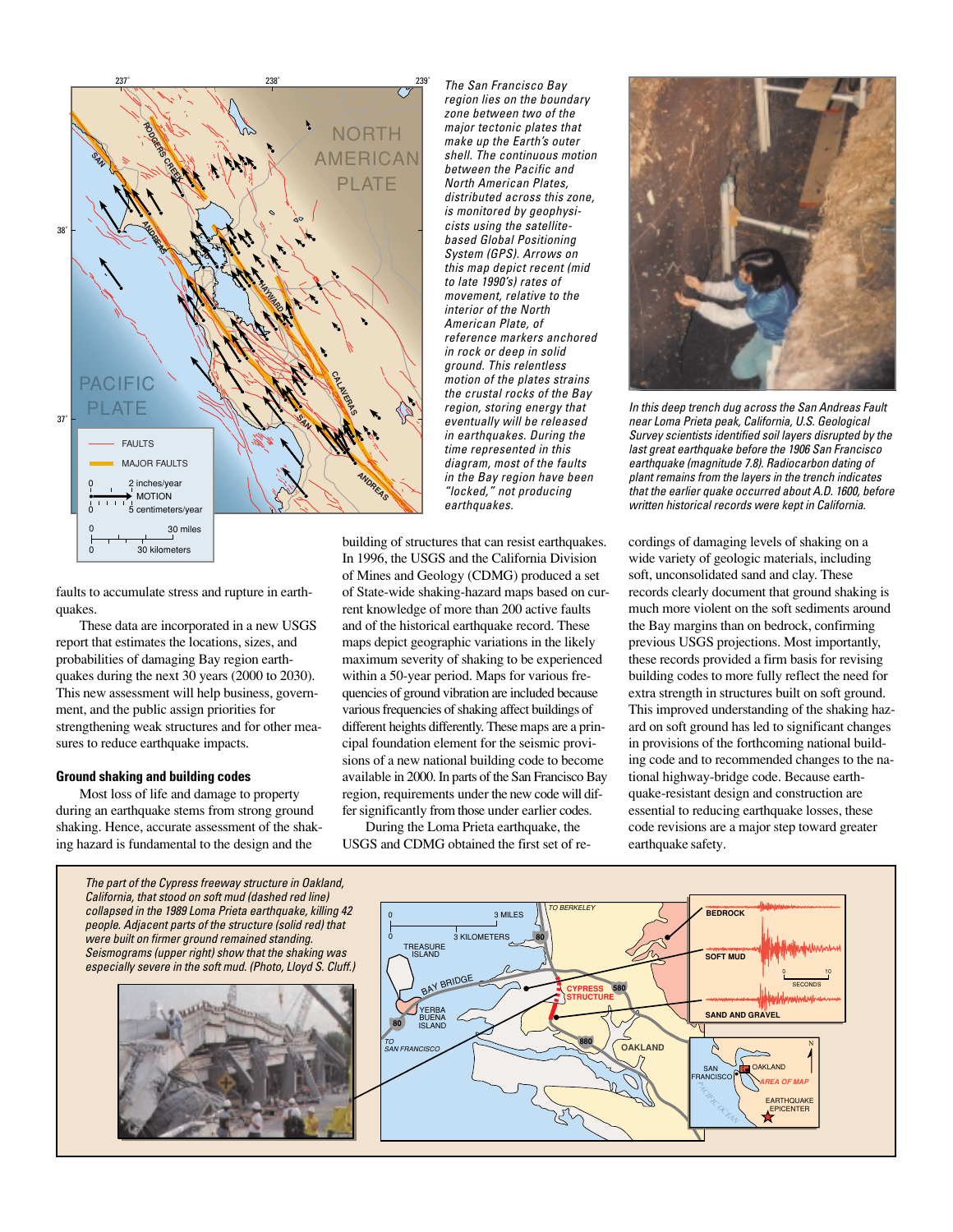The San Francisco Bay region lies on the boundary zone between two of the major tectonic plates that make up the Earth's outer shell. The continuous motion between the Pacific and North American Plates, distributed across this zone, is monitored by geophysicists using the satellite-based Global Positioning System (GPS). Arrows on this map depict recent (mid to late 1990's) rates of movement, relative to the interior of the North American Plate, of reference markers anchored in rock or deep in solid ground. This relentless motion of the plates strains the crustal rocks of the Bay region, storing energy that eventually will be released in earthquakes. During the time represented in this diagram, most of the faults in the Bay region have been "locked," not producing earthquakes.

In this deep trench dug across the San Andreas Fault near Loma Prieta peak, California, U.S. Geological Survey scientists identified soil layers disrupted by the last great earthquake before the 1906 San Francisco earthquake (magnitude 7.8). Radiocarbon dating of plant remains from the layers in the trench indicates that the earlier quake occurred about A.D. 1600, before written historical records were kept in California.

faults to accumulate stress and rupture in earthquakes.

These data are incorporated in a new USGS report that estimates the locations, sizes, and probabilities of damaging Bay region earthquakes during the next 30 years (2000 to 2030). This new assessment will help business, government, and the public assign priorities for strengthening weak structures and for other measures to reduce earthquake impacts.

### Ground shaking and building codes

Most loss of life and damage to property during an earthquake stems from strong ground shaking. Hence, accurate assessment of the shaking hazard is fundamental to the design and the building of structures that can resist earthquakes. In 1996, the USGS and the California Division of Mines and Geology (CDMG) produced a set of State-wide shaking-hazard maps based on current knowledge of more than 200 active faults and of the historical earthquake record. These maps depict geographic variations in the likely maximum severity of shaking to be experienced within a 50-year period. Maps for various frequencies of ground vibration are included because various frequencies of shaking affect buildings of different heights differently. These maps are a principal foundation element for the seismic provisions of a new national building code to become available in 2000. In parts of the San Francisco Bay region, requirements under the new code will differ significantly from those under earlier codes.

During the Loma Prieta earthquake, the USGS and CDMG obtained the first set of recordings of damaging levels of shaking on a wide variety of geologic materials, including soft, unconsolidated sand and clay. These records clearly document that ground shaking is much more violent on the soft sediments around the Bay margins than on bedrock, confirming previous USGS projections. Most importantly, these records provided a firm basis for revising building codes to more fully reflect the need for extra strength in structures built on soft ground. This improved understanding of the shaking hazard on soft ground has led to significant changes in provisions of the forthcoming national building code and to recommended changes to the national highway-bridge code. Because earthquake-resistant design and construction are essential to reducing earthquake losses, these code revisions are a major step toward greater earthquake safety.

The part of the Cypress freeway structure in Oakland, California, that stood on soft mud (dashed red line) collapsed in the 1989 Loma Prieta earthquake, killing 42 people. Adjacent parts of the structure (solid red) that were built on firmer ground remained standing. Seismograms (upper right) show that the shaking was especially severe in the soft mud. (Photo, Lloyd S. Cluff.)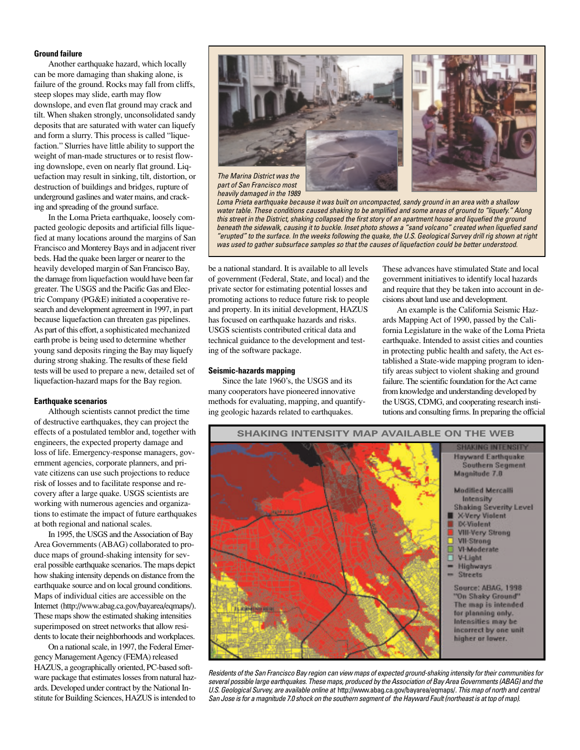### Ground failure

Another earthquake hazard, which locally can be more damaging than shaking alone, is failure of the ground. Rocks may fall from cliffs, steep slopes may slide, earth may flow downslope, and even flat ground may crack and tilt. When shaken strongly, unconsolidated sandy deposits that are saturated with water can liquefy and form a slurry. This process is called "liquefaction." Slurries have little ability to support the weight of man-made structures or to resist flowing downslope, even on nearly flat ground. Liquefaction may result in sinking, tilt, distortion, or destruction of buildings and bridges, rupture of underground gaslines and water mains, and cracking and spreading of the ground surface.

In the Loma Prieta earthquake, loosely compacted geologic deposits and artificial fills liquefied at many locations around the margins of San Francisco and Monterey Bays and in adjacent river beds. Had the quake been larger or nearer to the heavily developed margin of San Francisco Bay, the damage from liquefaction would have been far greater. The USGS and the Pacific Gas and Electric Company (PG&E) initiated a cooperative research and development agreement in 1997, in part because liquefaction can threaten gas pipelines. As part of this effort, a sophisticated mechanized earth probe is being used to determine whether young sand deposits ringing the Bay may liquefy during strong shaking. The results of these field tests will be used to prepare a new, detailed set of liquefaction-hazard maps for the Bay region.

*The Marina District was the part of San Francisco most heavily damaged in the 1989 Loma Prieta earthquake because it was built on uncompacted, sandy ground in an area with a shallow water table. These conditions caused shaking to be amplified and some areas of ground to "liquefy." Along this street in the District, shaking collapsed the first story of an apartment house and liquefied the ground beneath the sidewalk, causing it to buckle. Inset photo shows a "sand volcano" created when liquefied sand "erupted" to the surface. In the weeks following the quake, the U.S. Geological Survey drill rig shown at right was used to gather subsurface samples so that the causes of liquefaction could be better understood.*

### Earthquake scenarios

Although scientists cannot predict the time of destructive earthquakes, they can project the effects of a postulated temblor and, together with engineers, the expected property damage and loss of life. Emergency-response managers, government agencies, corporate planners, and private citizens can use such projections to reduce risk of losses and to facilitate response and recovery after a large quake. USGS scientists are working with numerous agencies and organizations to estimate the impact of future earthquakes at both regional and national scales.

In 1995, the USGS and the Association of Bay Area Governments (ABAG) collaborated to produce maps of ground-shaking intensity for several possible earthquake scenarios. The maps depict how shaking intensity depends on distance from the earthquake source and on local ground conditions. Maps of individual cities are accessible on the Internet (http://www.abag.ca.gov/bayarea/eqmaps/). These maps show the estimated shaking intensities superimposed on street networks that allow residents to locate their neighborhoods and workplaces.

On a national scale, in 1997, the Federal Emergency Management Agency (FEMA) released HAZUS, a geographically oriented, PC-based software package that estimates losses from natural hazards. Developed under contract by the National Institute for Building Sciences, HAZUS is intended to be a national standard. It is available to all levels of government (Federal, State, and local) and the private sector for estimating potential losses and promoting actions to reduce future risk to people and property. In its initial development, HAZUS has focused on earthquake hazards and risks. USGS scientists contributed critical data and technical guidance to the development and testing of the software package.

### Seismic-hazards mapping

Since the late 1960's, the USGS and its many cooperators have pioneered innovative methods for evaluating, mapping, and quantifying geologic hazards related to earthquakes. These advances have stimulated State and local government initiatives to identify local hazards and require that they be taken into account in decisions about land use and development.

An example is the California Seismic Hazards Mapping Act of 1990, passed by the California Legislature in the wake of the Loma Prieta earthquake. Intended to assist cities and counties in protecting public health and safety, the Act established a State-wide mapping program to identify areas subject to violent shaking and ground failure. The scientific foundation for the Act came from knowledge and understanding developed by the USGS, CDMG, and cooperating research institutions and consulting firms. In preparing the official

**SHAKING INTENSITY MAP AVAILABLE ON THE WEB**

SHAKING INTENSITY
Hayward Earthquake Southern Segment
Magnitude 7.0

Modified Mercalli Intensity
Shaking Severity Level
- X-Very Violent
- IX-Violent
- VIII-Very Strong
- VII-Strong
- VI-Moderate
- V-Light
- Highways
- Streets

Source: ABAG, 1998 "On Shaky Ground" The map is intended for planning only. Intensities may be incorrect by one unit higher or lower.

*Residents of the San Francisco Bay region can view maps of expected ground-shaking intensity for their communities for several possible large earthquakes. These maps, produced by the Association of Bay Area Governments (ABAG) and the U.S. Geological Survey, are available online at* http://www.abag.ca.gov/bayarea/eqmaps/. *This map of north and central San Jose is for a magnitude 7.0 shock on the southern segment of the Hayward Fault (northeast is at top of map).*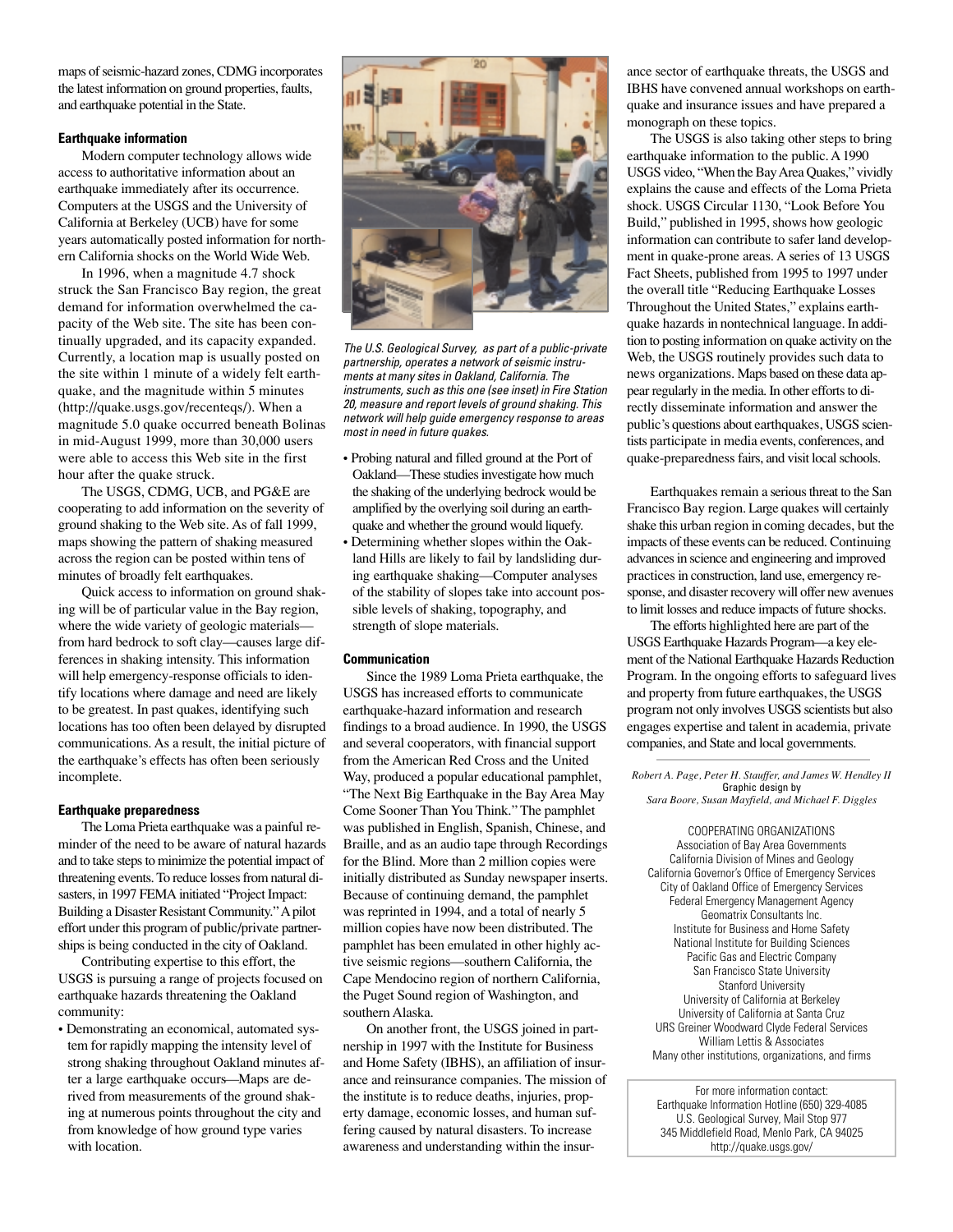maps of seismic-hazard zones, CDMG incorporates the latest information on ground properties, faults, and earthquake potential in the State.

#### Earthquake information

Modern computer technology allows wide access to authoritative information about an earthquake immediately after its occurrence. Computers at the USGS and the University of California at Berkeley (UCB) have for some years automatically posted information for northern California shocks on the World Wide Web.

In 1996, when a magnitude 4.7 shock struck the San Francisco Bay region, the great demand for information overwhelmed the capacity of the Web site. The site has been continually upgraded, and its capacity expanded. Currently, a location map is usually posted on the site within 1 minute of a widely felt earthquake, and the magnitude within 5 minutes (http://quake.usgs.gov/recenteqs/). When a magnitude 5.0 quake occurred beneath Bolinas in mid-August 1999, more than 30,000 users were able to access this Web site in the first hour after the quake struck.

The USGS, CDMG, UCB, and PG&E are cooperating to add information on the severity of ground shaking to the Web site. As of fall 1999, maps showing the pattern of shaking measured across the region can be posted within tens of minutes of broadly felt earthquakes.

Quick access to information on ground shaking will be of particular value in the Bay region, where the wide variety of geologic materials—from hard bedrock to soft clay—causes large differences in shaking intensity. This information will help emergency-response officials to identify locations where damage and need are likely to be greatest. In past quakes, identifying such locations has too often been delayed by disrupted communications. As a result, the initial picture of the earthquake's effects has often been seriously incomplete.

#### Earthquake preparedness

The Loma Prieta earthquake was a painful reminder of the need to be aware of natural hazards and to take steps to minimize the potential impact of threatening events. To reduce losses from natural disasters, in 1997 FEMA initiated "Project Impact: Building a Disaster Resistant Community." A pilot effort under this program of public/private partnerships is being conducted in the city of Oakland.

Contributing expertise to this effort, the USGS is pursuing a range of projects focused on earthquake hazards threatening the Oakland community:

- Demonstrating an economical, automated system for rapidly mapping the intensity level of strong shaking throughout Oakland minutes after a large earthquake occurs—Maps are derived from measurements of the ground shaking at numerous points throughout the city and from knowledge of how ground type varies with location.

*The U.S. Geological Survey, as part of a public-private partnership, operates a network of seismic instruments at many sites in Oakland, California. The instruments, such as this one (see inset) in Fire Station 20, measure and report levels of ground shaking. This network will help guide emergency response to areas most in need in future quakes.*

- Probing natural and filled ground at the Port of Oakland—These studies investigate how much the shaking of the underlying bedrock would be amplified by the overlying soil during an earthquake and whether the ground would liquefy.
- Determining whether slopes within the Oakland Hills are likely to fail by landsliding during earthquake shaking—Computer analyses of the stability of slopes take into account possible levels of shaking, topography, and strength of slope materials.

#### Communication

Since the 1989 Loma Prieta earthquake, the USGS has increased efforts to communicate earthquake-hazard information and research findings to a broad audience. In 1990, the USGS and several cooperators, with financial support from the American Red Cross and the United Way, produced a popular educational pamphlet, "The Next Big Earthquake in the Bay Area May Come Sooner Than You Think." The pamphlet was published in English, Spanish, Chinese, and Braille, and as an audio tape through Recordings for the Blind. More than 2 million copies were initially distributed as Sunday newspaper inserts. Because of continuing demand, the pamphlet was reprinted in 1994, and a total of nearly 5 million copies have now been distributed. The pamphlet has been emulated in other highly active seismic regions—southern California, the Cape Mendocino region of northern California, the Puget Sound region of Washington, and southern Alaska.

On another front, the USGS joined in partnership in 1997 with the Institute for Business and Home Safety (IBHS), an affiliation of insurance and reinsurance companies. The mission of the institute is to reduce deaths, injuries, property damage, economic losses, and human suffering caused by natural disasters. To increase awareness and understanding within the insurance sector of earthquake threats, the USGS and IBHS have convened annual workshops on earthquake and insurance issues and have prepared a monograph on these topics.

The USGS is also taking other steps to bring earthquake information to the public. A 1990 USGS video, "When the Bay Area Quakes," vividly explains the cause and effects of the Loma Prieta shock. USGS Circular 1130, "Look Before You Build," published in 1995, shows how geologic information can contribute to safer land development in quake-prone areas. A series of 13 USGS Fact Sheets, published from 1995 to 1997 under the overall title "Reducing Earthquake Losses Throughout the United States," explains earthquake hazards in nontechnical language. In addition to posting information on quake activity on the Web, the USGS routinely provides such data to news organizations. Maps based on these data appear regularly in the media. In other efforts to directly disseminate information and answer the public's questions about earthquakes, USGS scientists participate in media events, conferences, and quake-preparedness fairs, and visit local schools.

Earthquakes remain a serious threat to the San Francisco Bay region. Large quakes will certainly shake this urban region in coming decades, but the impacts of these events can be reduced. Continuing advances in science and engineering and improved practices in construction, land use, emergency response, and disaster recovery will offer new avenues to limit losses and reduce impacts of future shocks.

The efforts highlighted here are part of the USGS Earthquake Hazards Program—a key element of the National Earthquake Hazards Reduction Program. In the ongoing efforts to safeguard lives and property from future earthquakes, the USGS program not only involves USGS scientists but also engages expertise and talent in academia, private companies, and State and local governments.

*Robert A. Page, Peter H. Stauffer, and James W. Hendley II*
Graphic design by
*Sara Boore, Susan Mayfield, and Michael F. Diggles*

COOPERATING ORGANIZATIONS
Association of Bay Area Governments
California Division of Mines and Geology
California Governor's Office of Emergency Services
City of Oakland Office of Emergency Services
Federal Emergency Management Agency
Geomatrix Consultants Inc.
Institute for Business and Home Safety
National Institute for Building Sciences
Pacific Gas and Electric Company
San Francisco State University
Stanford University
University of California at Berkeley
University of California at Santa Cruz
URS Greiner Woodward Clyde Federal Services
William Lettis & Associates
Many other institutions, organizations, and firms

For more information contact:
Earthquake Information Hotline (650) 329-4085
U.S. Geological Survey, Mail Stop 977
345 Middlefield Road, Menlo Park, CA 94025
http://quake.usgs.gov/